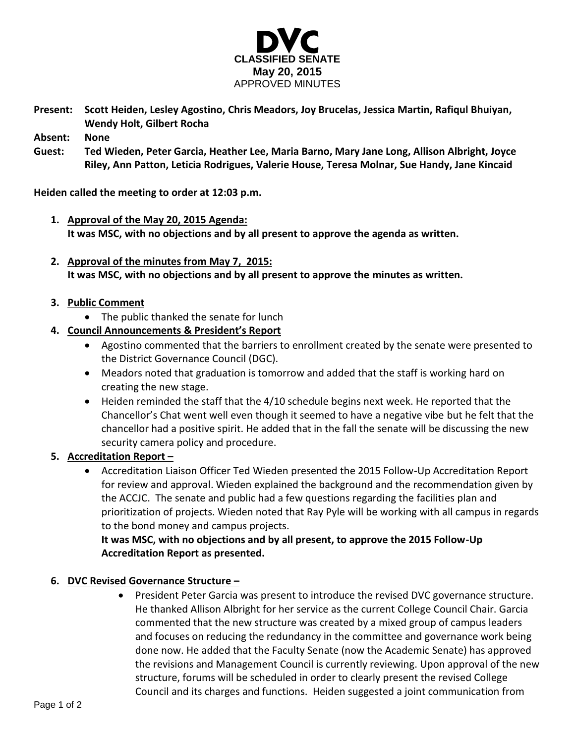# DVC
**CLASSIFIED SENATE**
**May 20, 2015**
APPROVED MINUTES

**Present:** **Scott Heiden, Lesley Agostino, Chris Meadors, Joy Brucelas, Jessica Martin, Rafiqul Bhuiyan, Wendy Holt, Gilbert Rocha**

**Absent:** **None**

**Guest:** **Ted Wieden, Peter Garcia, Heather Lee, Maria Barno, Mary Jane Long, Allison Albright, Joyce Riley, Ann Patton, Leticia Rodrigues, Valerie House, Teresa Molnar, Sue Handy, Jane Kincaid**

**Heiden called the meeting to order at 12:03 p.m.**

1. **Approval of the May 20, 2015 Agenda:**
   **It was MSC, with no objections and by all present to approve the agenda as written.**

2. **Approval of the minutes from May 7, 2015:**
   **It was MSC, with no objections and by all present to approve the minutes as written.**

3. **Public Comment**
   - The public thanked the senate for lunch

4. **Council Announcements & President's Report**
   - Agostino commented that the barriers to enrollment created by the senate were presented to the District Governance Council (DGC).
   - Meadors noted that graduation is tomorrow and added that the staff is working hard on creating the new stage.
   - Heiden reminded the staff that the 4/10 schedule begins next week. He reported that the Chancellor's Chat went well even though it seemed to have a negative vibe but he felt that the chancellor had a positive spirit. He added that in the fall the senate will be discussing the new security camera policy and procedure.

5. **Accreditation Report –**
   - Accreditation Liaison Officer Ted Wieden presented the 2015 Follow-Up Accreditation Report for review and approval. Wieden explained the background and the recommendation given by the ACCJC. The senate and public had a few questions regarding the facilities plan and prioritization of projects. Wieden noted that Ray Pyle will be working with all campus in regards to the bond money and campus projects.

     **It was MSC, with no objections and by all present, to approve the 2015 Follow-Up Accreditation Report as presented.**

6. **DVC Revised Governance Structure –**
   - President Peter Garcia was present to introduce the revised DVC governance structure. He thanked Allison Albright for her service as the current College Council Chair. Garcia commented that the new structure was created by a mixed group of campus leaders and focuses on reducing the redundancy in the committee and governance work being done now. He added that the Faculty Senate (now the Academic Senate) has approved the revisions and Management Council is currently reviewing. Upon approval of the new structure, forums will be scheduled in order to clearly present the revised College Council and its charges and functions. Heiden suggested a joint communication from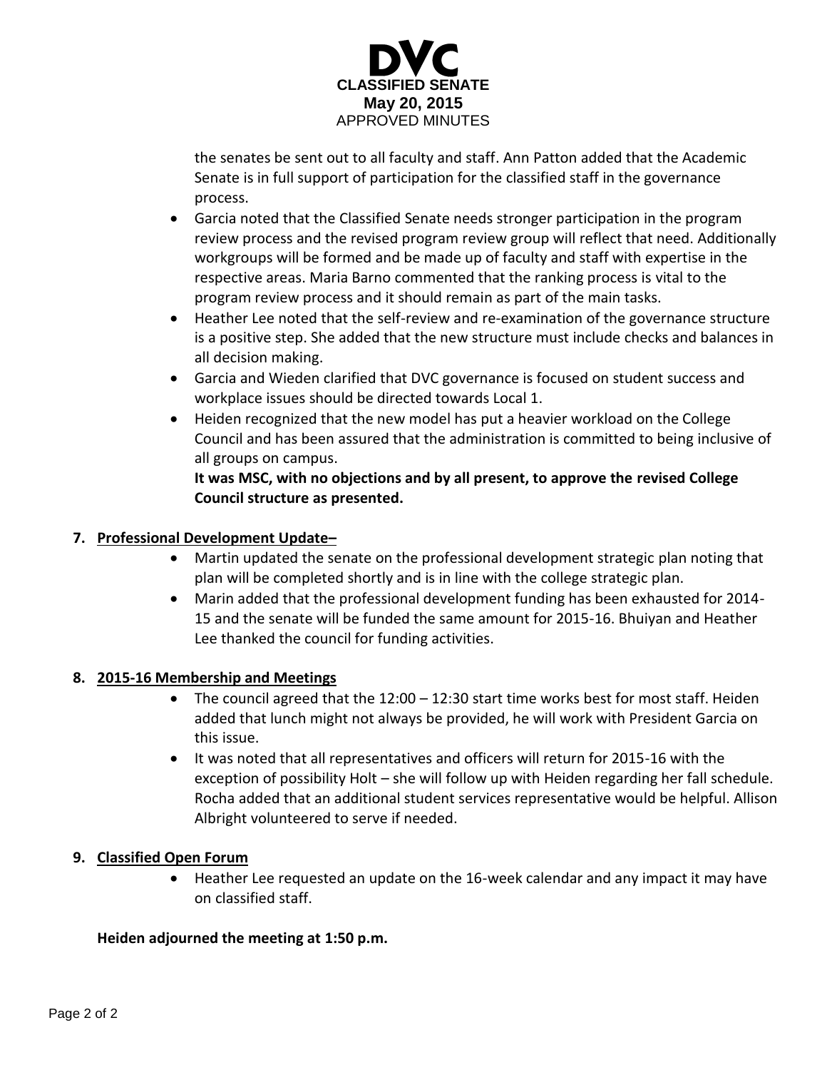the senates be sent out to all faculty and staff. Ann Patton added that the Academic Senate is in full support of participation for the classified staff in the governance process.

- Garcia noted that the Classified Senate needs stronger participation in the program review process and the revised program review group will reflect that need. Additionally workgroups will be formed and be made up of faculty and staff with expertise in the respective areas. Maria Barno commented that the ranking process is vital to the program review process and it should remain as part of the main tasks.
- Heather Lee noted that the self-review and re-examination of the governance structure is a positive step. She added that the new structure must include checks and balances in all decision making.
- Garcia and Wieden clarified that DVC governance is focused on student success and workplace issues should be directed towards Local 1.
- Heiden recognized that the new model has put a heavier workload on the College Council and has been assured that the administration is committed to being inclusive of all groups on campus.

  **It was MSC, with no objections and by all present, to approve the revised College Council structure as presented.**

**7. Professional Development Update–**

- Martin updated the senate on the professional development strategic plan noting that plan will be completed shortly and is in line with the college strategic plan.
- Marin added that the professional development funding has been exhausted for 2014-15 and the senate will be funded the same amount for 2015-16. Bhuiyan and Heather Lee thanked the council for funding activities.

**8. 2015-16 Membership and Meetings**

- The council agreed that the 12:00 – 12:30 start time works best for most staff. Heiden added that lunch might not always be provided, he will work with President Garcia on this issue.
- It was noted that all representatives and officers will return for 2015-16 with the exception of possibility Holt – she will follow up with Heiden regarding her fall schedule. Rocha added that an additional student services representative would be helpful. Allison Albright volunteered to serve if needed.

**9. Classified Open Forum**

- Heather Lee requested an update on the 16-week calendar and any impact it may have on classified staff.

**Heiden adjourned the meeting at 1:50 p.m.**